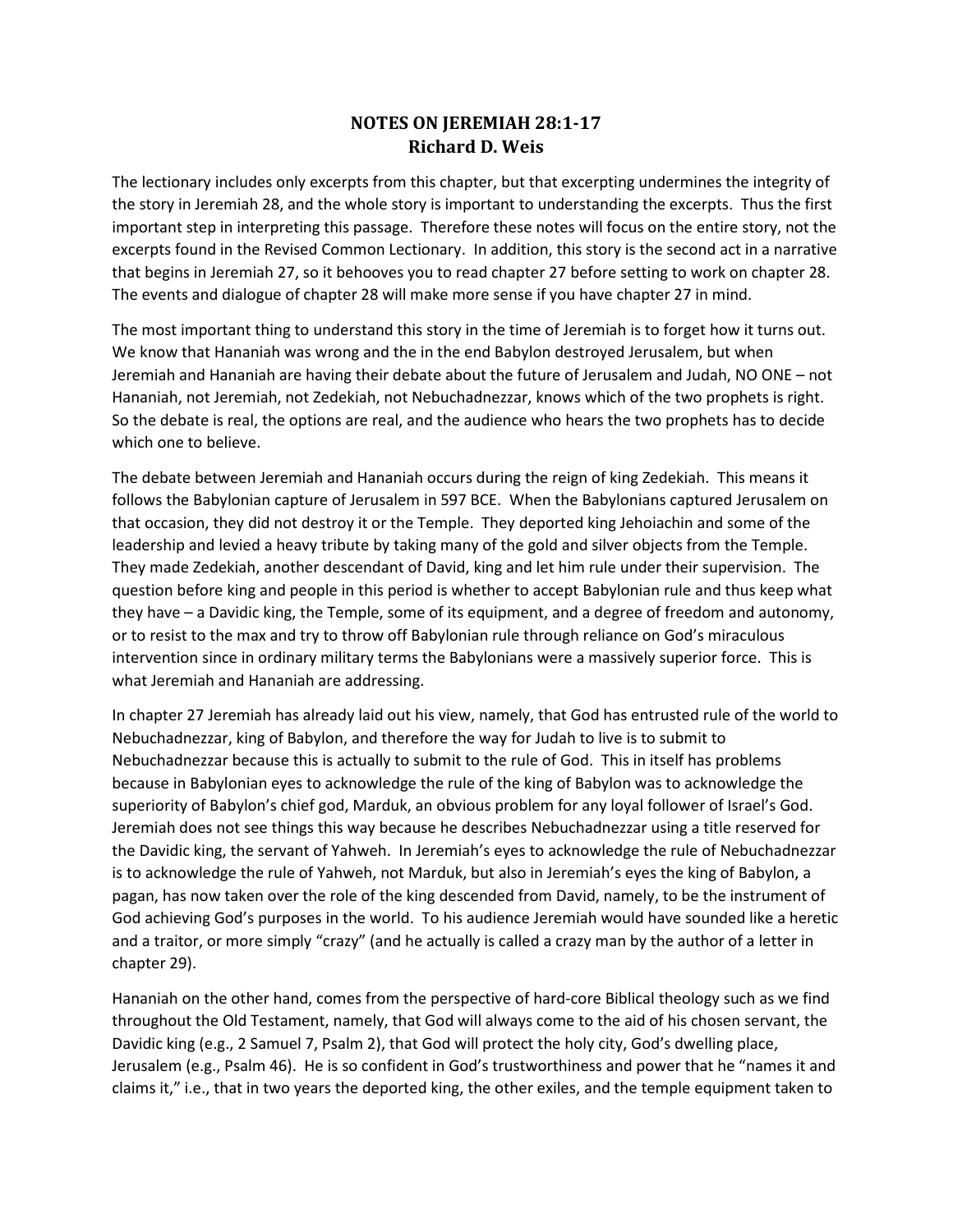# NOTES ON JEREMIAH 28:1-17
## Richard D. Weis

The lectionary includes only excerpts from this chapter, but that excerpting undermines the integrity of the story in Jeremiah 28, and the whole story is important to understanding the excerpts. Thus the first important step in interpreting this passage. Therefore these notes will focus on the entire story, not the excerpts found in the Revised Common Lectionary. In addition, this story is the second act in a narrative that begins in Jeremiah 27, so it behooves you to read chapter 27 before setting to work on chapter 28. The events and dialogue of chapter 28 will make more sense if you have chapter 27 in mind.

The most important thing to understand this story in the time of Jeremiah is to forget how it turns out. We know that Hananiah was wrong and the in the end Babylon destroyed Jerusalem, but when Jeremiah and Hananiah are having their debate about the future of Jerusalem and Judah, NO ONE – not Hananiah, not Jeremiah, not Zedekiah, not Nebuchadnezzar, knows which of the two prophets is right. So the debate is real, the options are real, and the audience who hears the two prophets has to decide which one to believe.

The debate between Jeremiah and Hananiah occurs during the reign of king Zedekiah. This means it follows the Babylonian capture of Jerusalem in 597 BCE. When the Babylonians captured Jerusalem on that occasion, they did not destroy it or the Temple. They deported king Jehoiachin and some of the leadership and levied a heavy tribute by taking many of the gold and silver objects from the Temple. They made Zedekiah, another descendant of David, king and let him rule under their supervision. The question before king and people in this period is whether to accept Babylonian rule and thus keep what they have – a Davidic king, the Temple, some of its equipment, and a degree of freedom and autonomy, or to resist to the max and try to throw off Babylonian rule through reliance on God's miraculous intervention since in ordinary military terms the Babylonians were a massively superior force. This is what Jeremiah and Hananiah are addressing.

In chapter 27 Jeremiah has already laid out his view, namely, that God has entrusted rule of the world to Nebuchadnezzar, king of Babylon, and therefore the way for Judah to live is to submit to Nebuchadnezzar because this is actually to submit to the rule of God. This in itself has problems because in Babylonian eyes to acknowledge the rule of the king of Babylon was to acknowledge the superiority of Babylon's chief god, Marduk, an obvious problem for any loyal follower of Israel's God. Jeremiah does not see things this way because he describes Nebuchadnezzar using a title reserved for the Davidic king, the servant of Yahweh. In Jeremiah's eyes to acknowledge the rule of Nebuchadnezzar is to acknowledge the rule of Yahweh, not Marduk, but also in Jeremiah's eyes the king of Babylon, a pagan, has now taken over the role of the king descended from David, namely, to be the instrument of God achieving God's purposes in the world. To his audience Jeremiah would have sounded like a heretic and a traitor, or more simply "crazy" (and he actually is called a crazy man by the author of a letter in chapter 29).

Hananiah on the other hand, comes from the perspective of hard-core Biblical theology such as we find throughout the Old Testament, namely, that God will always come to the aid of his chosen servant, the Davidic king (e.g., 2 Samuel 7, Psalm 2), that God will protect the holy city, God's dwelling place, Jerusalem (e.g., Psalm 46). He is so confident in God's trustworthiness and power that he "names it and claims it," i.e., that in two years the deported king, the other exiles, and the temple equipment taken to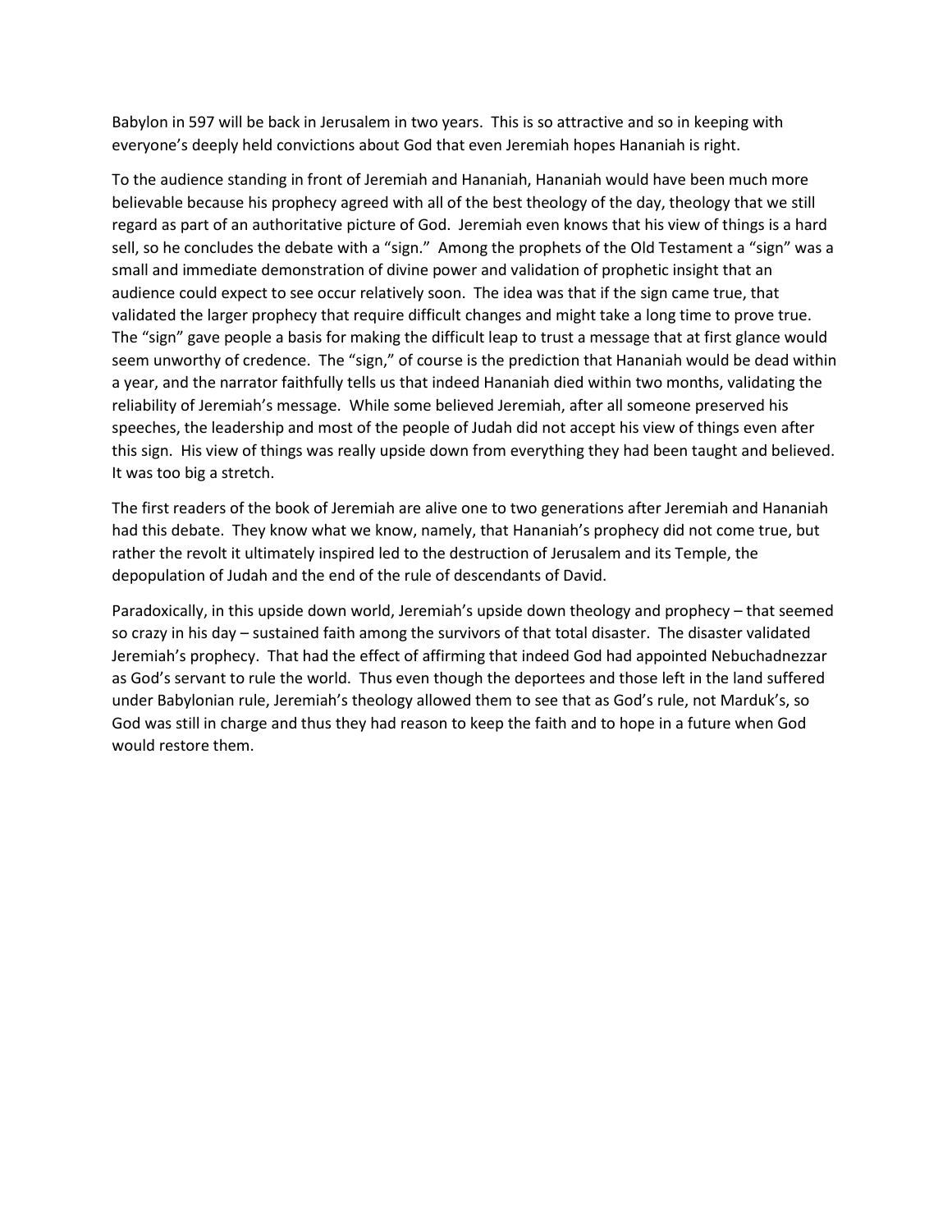Babylon in 597 will be back in Jerusalem in two years. This is so attractive and so in keeping with everyone's deeply held convictions about God that even Jeremiah hopes Hananiah is right.

To the audience standing in front of Jeremiah and Hananiah, Hananiah would have been much more believable because his prophecy agreed with all of the best theology of the day, theology that we still regard as part of an authoritative picture of God. Jeremiah even knows that his view of things is a hard sell, so he concludes the debate with a "sign." Among the prophets of the Old Testament a "sign" was a small and immediate demonstration of divine power and validation of prophetic insight that an audience could expect to see occur relatively soon. The idea was that if the sign came true, that validated the larger prophecy that require difficult changes and might take a long time to prove true. The "sign" gave people a basis for making the difficult leap to trust a message that at first glance would seem unworthy of credence. The "sign," of course is the prediction that Hananiah would be dead within a year, and the narrator faithfully tells us that indeed Hananiah died within two months, validating the reliability of Jeremiah's message. While some believed Jeremiah, after all someone preserved his speeches, the leadership and most of the people of Judah did not accept his view of things even after this sign. His view of things was really upside down from everything they had been taught and believed. It was too big a stretch.

The first readers of the book of Jeremiah are alive one to two generations after Jeremiah and Hananiah had this debate. They know what we know, namely, that Hananiah's prophecy did not come true, but rather the revolt it ultimately inspired led to the destruction of Jerusalem and its Temple, the depopulation of Judah and the end of the rule of descendants of David.

Paradoxically, in this upside down world, Jeremiah's upside down theology and prophecy – that seemed so crazy in his day – sustained faith among the survivors of that total disaster. The disaster validated Jeremiah's prophecy. That had the effect of affirming that indeed God had appointed Nebuchadnezzar as God's servant to rule the world. Thus even though the deportees and those left in the land suffered under Babylonian rule, Jeremiah's theology allowed them to see that as God's rule, not Marduk's, so God was still in charge and thus they had reason to keep the faith and to hope in a future when God would restore them.